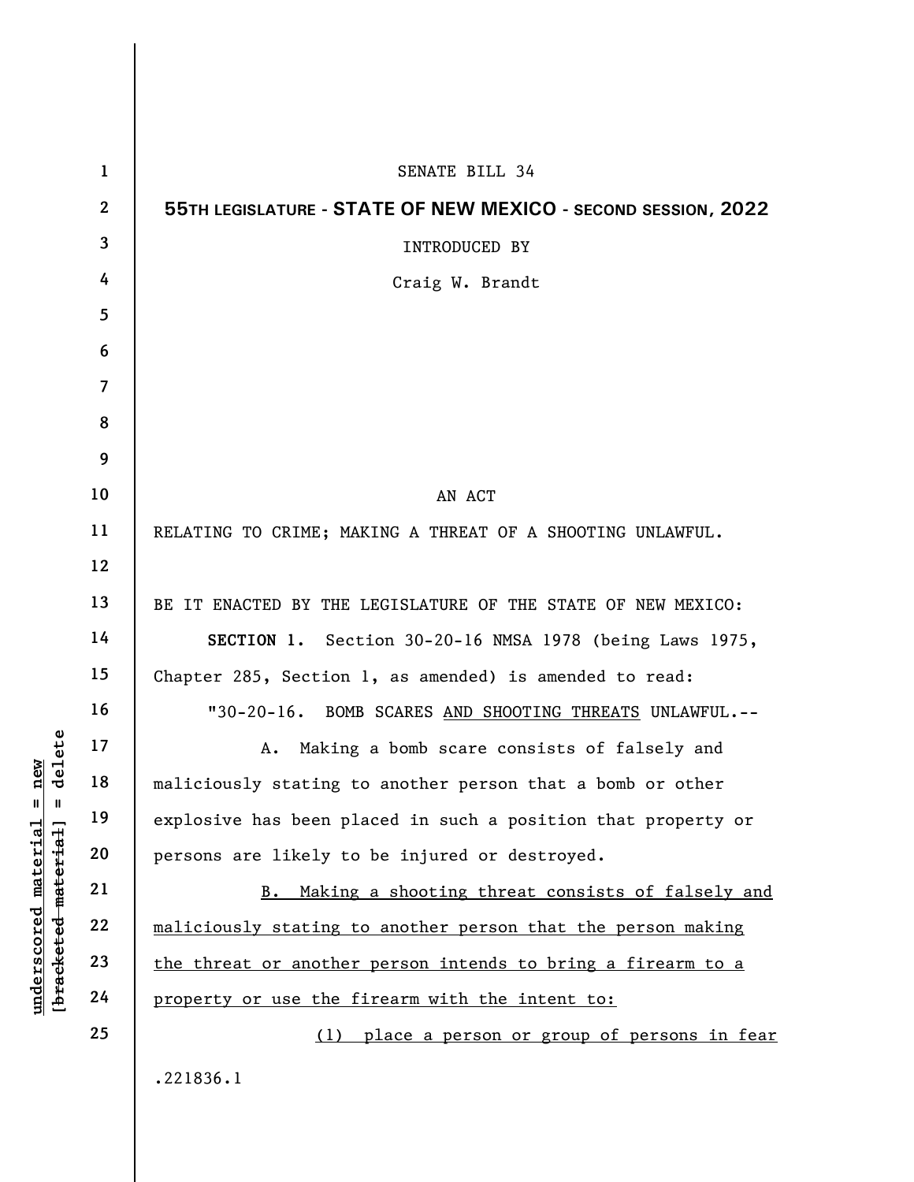SENATE BILL 34

**55TH LEGISLATURE - STATE OF NEW MEXICO - SECOND SESSION, 2022**

INTRODUCED BY

Craig W. Brandt

AN ACT

RELATING TO CRIME; MAKING A THREAT OF A SHOOTING UNLAWFUL.

BE IT ENACTED BY THE LEGISLATURE OF THE STATE OF NEW MEXICO:

**SECTION 1.** Section 30-20-16 NMSA 1978 (being Laws 1975, Chapter 285, Section 1, as amended) is amended to read:

"30-20-16. BOMB SCARES <u>AND SHOOTING THREATS</u> UNLAWFUL.--

A. Making a bomb scare consists of falsely and maliciously stating to another person that a bomb or other explosive has been placed in such a position that property or persons are likely to be injured or destroyed.

<u>B. Making a shooting threat consists of falsely and maliciously stating to another person that the person making the threat or another person intends to bring a firearm to a property or use the firearm with the intent to:</u>

<u>(1) place a person or group of persons in fear</u>

.221836.1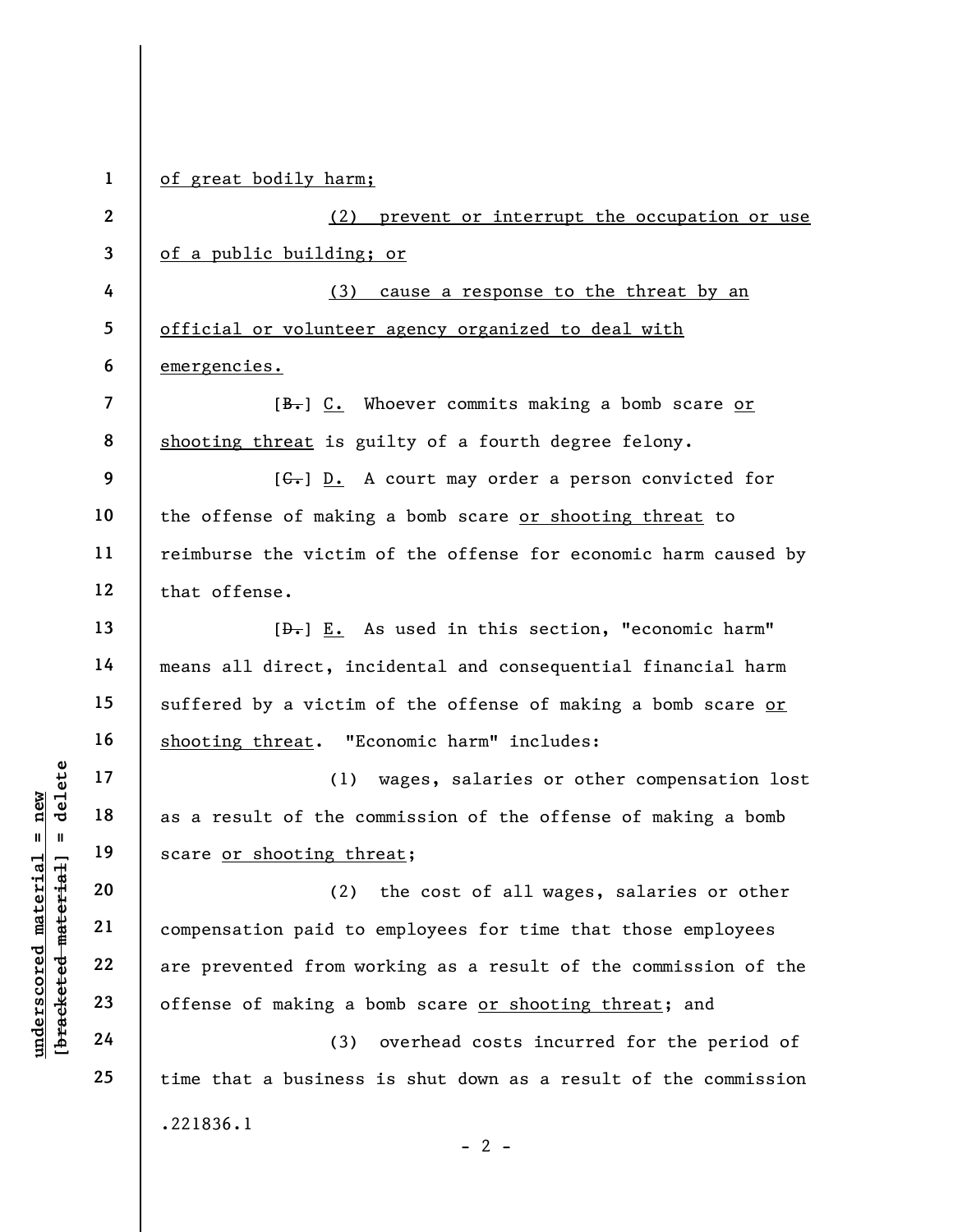of great bodily harm;

(2) prevent or interrupt the occupation or use of a public building; or

(3) cause a response to the threat by an official or volunteer agency organized to deal with emergencies.

[~~B.~~] C. Whoever commits making a bomb scare or shooting threat is guilty of a fourth degree felony.

[~~C.~~] D. A court may order a person convicted for the offense of making a bomb scare or shooting threat to reimburse the victim of the offense for economic harm caused by that offense.

[~~D.~~] E. As used in this section, "economic harm" means all direct, incidental and consequential financial harm suffered by a victim of the offense of making a bomb scare or shooting threat. "Economic harm" includes:

(1) wages, salaries or other compensation lost as a result of the commission of the offense of making a bomb scare or shooting threat;

(2) the cost of all wages, salaries or other compensation paid to employees for time that those employees are prevented from working as a result of the commission of the offense of making a bomb scare or shooting threat; and

(3) overhead costs incurred for the period of time that a business is shut down as a result of the commission

.221836.1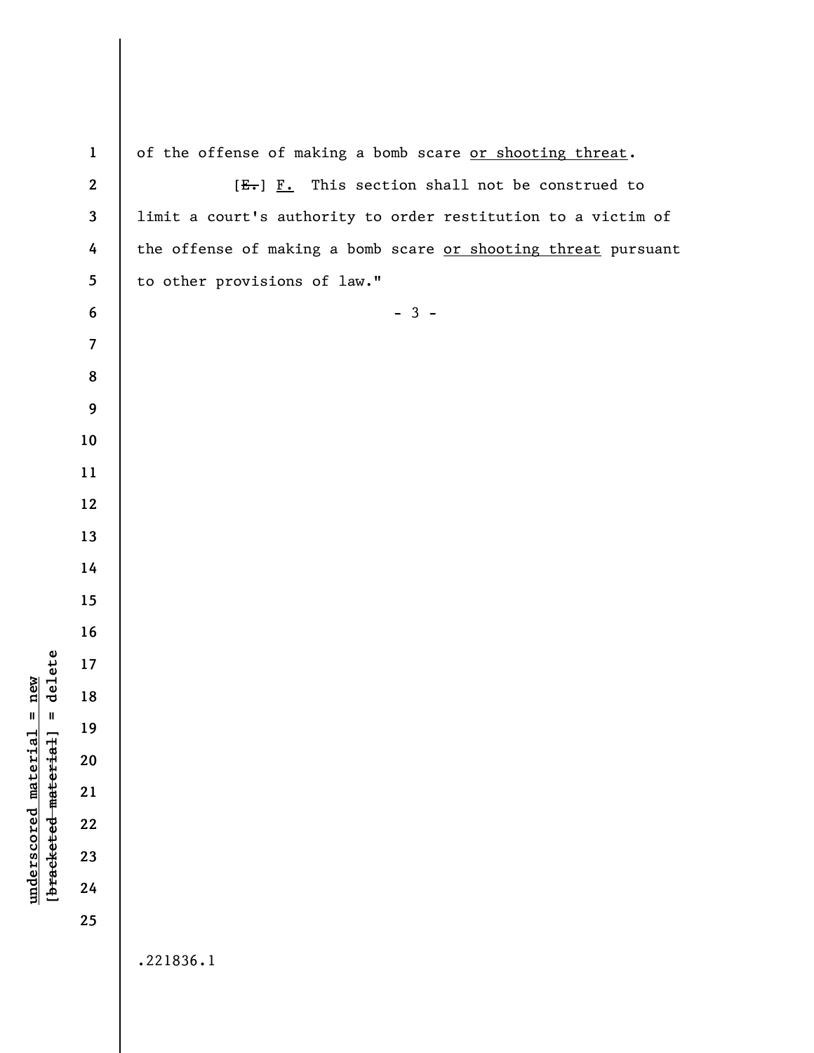of the offense of making a bomb scare <u>or shooting threat</u>.

[~~E.~~] <u>F.</u> This section shall not be construed to limit a court's authority to order restitution to a victim of the offense of making a bomb scare <u>or shooting threat</u> pursuant to other provisions of law."

.221836.1